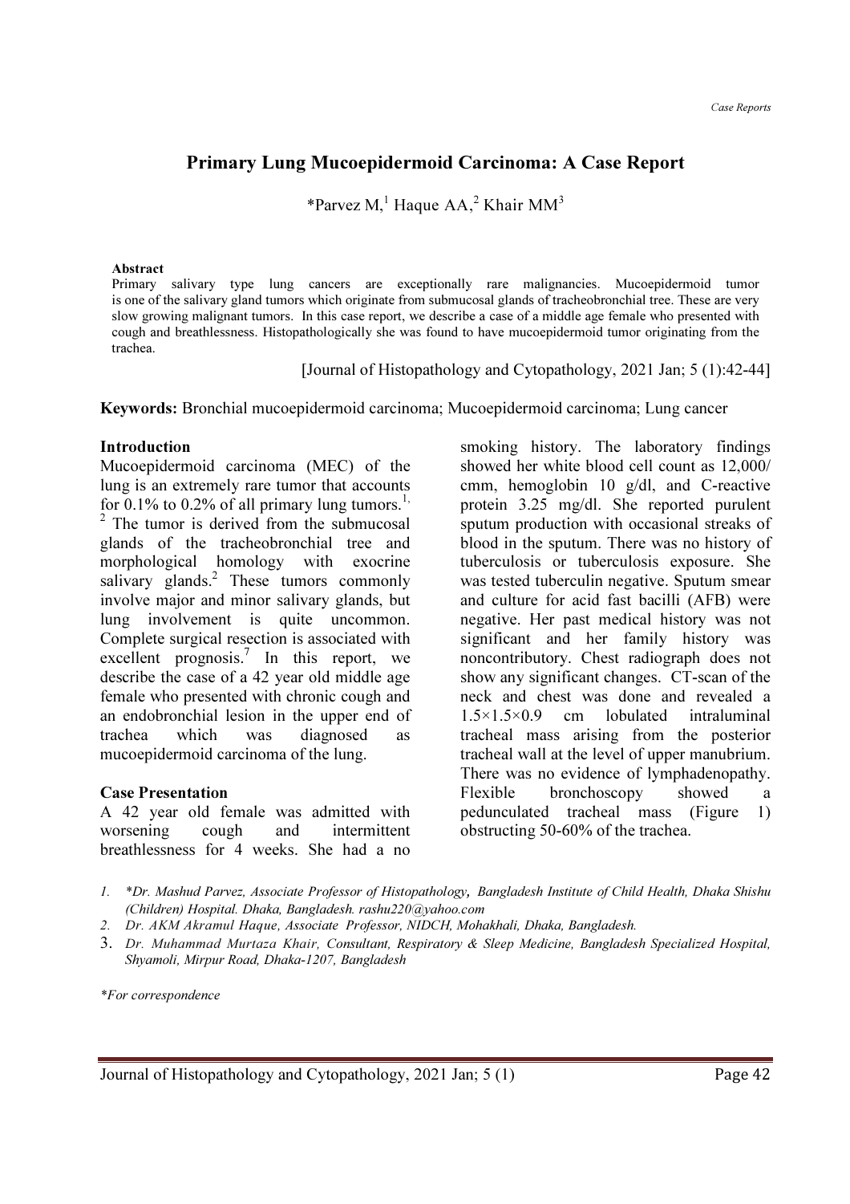# Primary Lung Mucoepidermoid Carcinoma: A Case Report

*Parvez M,[1] Haque AA,[2] Khair MM[3]

**Abstract**

Primary salivary type lung cancers are exceptionally rare malignancies. Mucoepidermoid tumor is one of the salivary gland tumors which originate from submucosal glands of tracheobronchial tree. These are very slow growing malignant tumors. In this case report, we describe a case of a middle age female who presented with cough and breathlessness. Histopathologically she was found to have mucoepidermoid tumor originating from the trachea.

[Journal of Histopathology and Cytopathology, 2021 Jan; 5 (1):42-44]

**Keywords:** Bronchial mucoepidermoid carcinoma; Mucoepidermoid carcinoma; Lung cancer

## Introduction

Mucoepidermoid carcinoma (MEC) of the lung is an extremely rare tumor that accounts for 0.1% to 0.2% of all primary lung tumors.[1,2] The tumor is derived from the submucosal glands of the tracheobronchial tree and morphological homology with exocrine salivary glands.[2] These tumors commonly involve major and minor salivary glands, but lung involvement is quite uncommon. Complete surgical resection is associated with excellent prognosis.[7] In this report, we describe the case of a 42 year old middle age female who presented with chronic cough and an endobronchial lesion in the upper end of trachea which was diagnosed as mucoepidermoid carcinoma of the lung.

## Case Presentation

A 42 year old female was admitted with worsening cough and intermittent breathlessness for 4 weeks. She had a no smoking history. The laboratory findings showed her white blood cell count as 12,000/cmm, hemoglobin 10 g/dl, and C-reactive protein 3.25 mg/dl. She reported purulent sputum production with occasional streaks of blood in the sputum. There was no history of tuberculosis or tuberculosis exposure. She was tested tuberculin negative. Sputum smear and culture for acid fast bacilli (AFB) were negative. Her past medical history was not significant and her family history was noncontributory. Chest radiograph does not show any significant changes. CT-scan of the neck and chest was done and revealed a 1.5×1.5×0.9 cm lobulated intraluminal tracheal mass arising from the posterior tracheal wall at the level of upper manubrium. There was no evidence of lymphadenopathy. Flexible bronchoscopy showed a pedunculated tracheal mass (Figure 1) obstructing 50-60% of the trachea.

1. *Dr. Mashud Parvez, Associate Professor of Histopathology, Bangladesh Institute of Child Health, Dhaka Shishu (Children) Hospital. Dhaka, Bangladesh. rashu220@yahoo.com*
2. *Dr. AKM Akramul Haque, Associate Professor, NIDCH, Mohakhali, Dhaka, Bangladesh.*
3. *Dr. Muhammad Murtaza Khair, Consultant, Respiratory & Sleep Medicine, Bangladesh Specialized Hospital, Shyamoli, Mirpur Road, Dhaka-1207, Bangladesh*

*For correspondence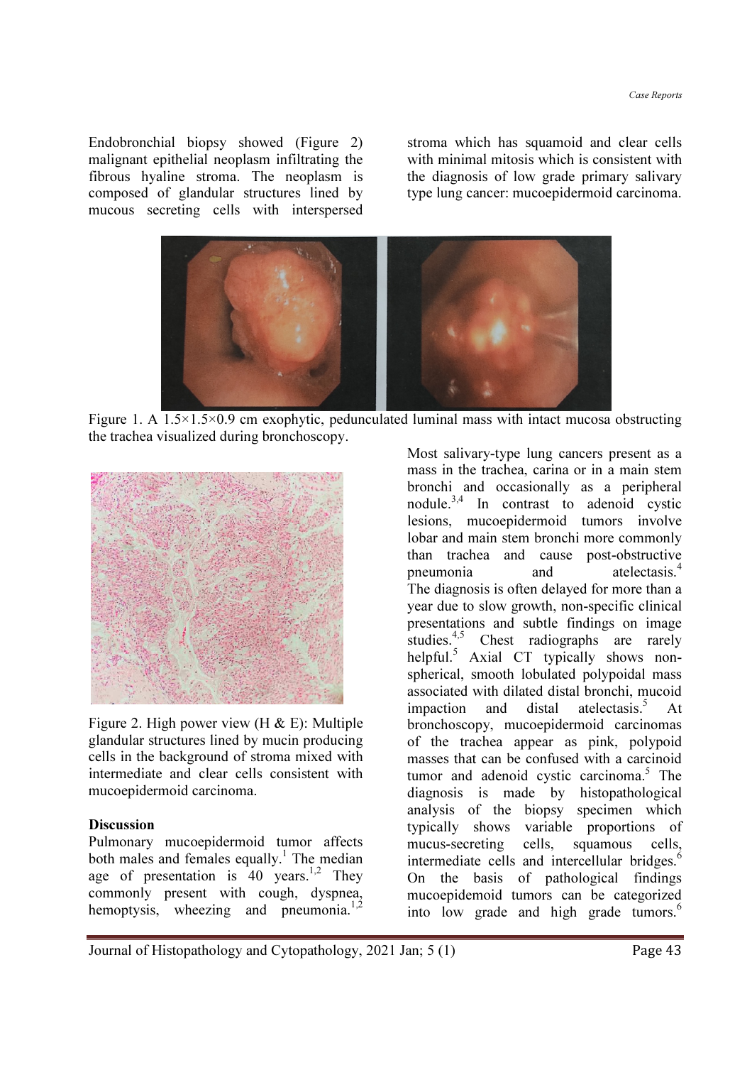Endobronchial biopsy showed (Figure 2) malignant epithelial neoplasm infiltrating the fibrous hyaline stroma. The neoplasm is composed of glandular structures lined by mucous secreting cells with interspersed stroma which has squamoid and clear cells with minimal mitosis which is consistent with the diagnosis of low grade primary salivary type lung cancer: mucoepidermoid carcinoma.

Figure 1. A 1.5×1.5×0.9 cm exophytic, pedunculated luminal mass with intact mucosa obstructing the trachea visualized during bronchoscopy.

Figure 2. High power view (H & E): Multiple glandular structures lined by mucin producing cells in the background of stroma mixed with intermediate and clear cells consistent with mucoepidermoid carcinoma.

## Discussion

Pulmonary mucoepidermoid tumor affects both males and females equally.[1] The median age of presentation is 40 years.[1,2] They commonly present with cough, dyspnea, hemoptysis, wheezing and pneumonia.[1,2] Most salivary-type lung cancers present as a mass in the trachea, carina or in a main stem bronchi and occasionally as a peripheral nodule.[3,4] In contrast to adenoid cystic lesions, mucoepidermoid tumors involve lobar and main stem bronchi more commonly than trachea and cause post-obstructive pneumonia and atelectasis.[4] The diagnosis is often delayed for more than a year due to slow growth, non-specific clinical presentations and subtle findings on image studies.[4,5] Chest radiographs are rarely helpful.[5] Axial CT typically shows non-spherical, smooth lobulated polypoidal mass associated with dilated distal bronchi, mucoid impaction and distal atelectasis.[5] At bronchoscopy, mucoepidermoid carcinomas of the trachea appear as pink, polypoid masses that can be confused with a carcinoid tumor and adenoid cystic carcinoma.[5] The diagnosis is made by histopathological analysis of the biopsy specimen which typically shows variable proportions of mucus-secreting cells, squamous cells, intermediate cells and intercellular bridges.[6] On the basis of pathological findings mucoepidemoid tumors can be categorized into low grade and high grade tumors.[6]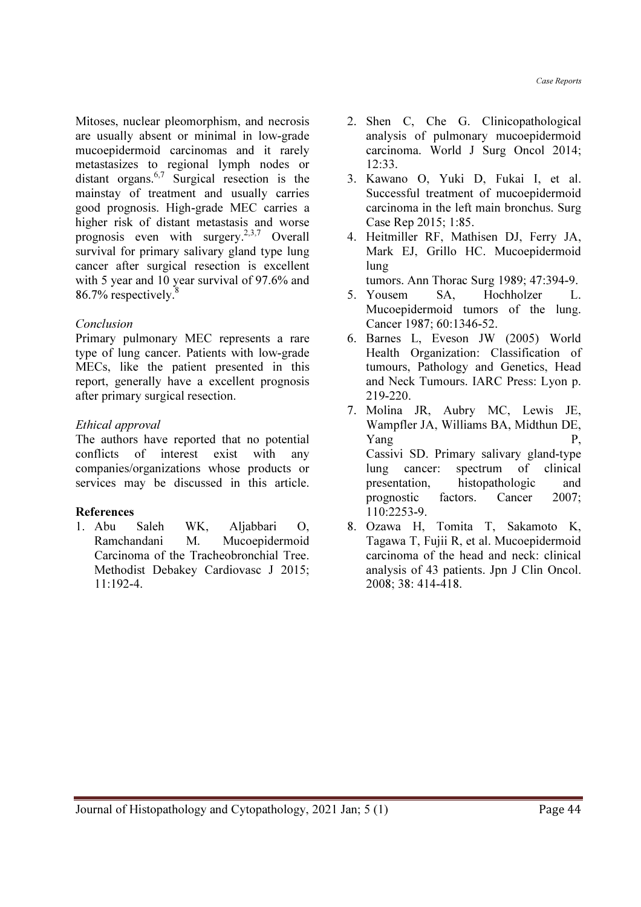Mitoses, nuclear pleomorphism, and necrosis are usually absent or minimal in low-grade mucoepidermoid carcinomas and it rarely metastasizes to regional lymph nodes or distant organs.[6,7] Surgical resection is the mainstay of treatment and usually carries good prognosis. High-grade MEC carries a higher risk of distant metastasis and worse prognosis even with surgery.[2,3,7] Overall survival for primary salivary gland type lung cancer after surgical resection is excellent with 5 year and 10 year survival of 97.6% and 86.7% respectively.[8]

*Conclusion*

Primary pulmonary MEC represents a rare type of lung cancer. Patients with low-grade MECs, like the patient presented in this report, generally have a excellent prognosis after primary surgical resection.

*Ethical approval*

The authors have reported that no potential conflicts of interest exist with any companies/organizations whose products or services may be discussed in this article.

**References**

1. Abu Saleh WK, Aljabbari O, Ramchandani M. Mucoepidermoid Carcinoma of the Tracheobronchial Tree. Methodist Debakey Cardiovasc J 2015; 11:192-4.
2. Shen C, Che G. Clinicopathological analysis of pulmonary mucoepidermoid carcinoma. World J Surg Oncol 2014; 12:33.
3. Kawano O, Yuki D, Fukai I, et al. Successful treatment of mucoepidermoid carcinoma in the left main bronchus. Surg Case Rep 2015; 1:85.
4. Heitmiller RF, Mathisen DJ, Ferry JA, Mark EJ, Grillo HC. Mucoepidermoid lung tumors. Ann Thorac Surg 1989; 47:394-9.
5. Yousem SA, Hochholzer L. Mucoepidermoid tumors of the lung. Cancer 1987; 60:1346-52.
6. Barnes L, Eveson JW (2005) World Health Organization: Classification of tumours, Pathology and Genetics, Head and Neck Tumours. IARC Press: Lyon p. 219-220.
7. Molina JR, Aubry MC, Lewis JE, Wampfler JA, Williams BA, Midthun DE, Yang P, Cassivi SD. Primary salivary gland-type lung cancer: spectrum of clinical presentation, histopathologic and prognostic factors. Cancer 2007; 110:2253-9.
8. Ozawa H, Tomita T, Sakamoto K, Tagawa T, Fujii R, et al. Mucoepidermoid carcinoma of the head and neck: clinical analysis of 43 patients. Jpn J Clin Oncol. 2008; 38: 414-418.